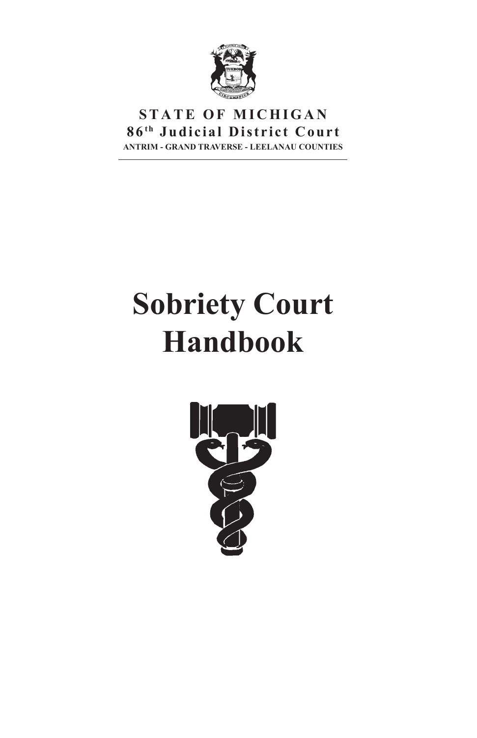**STATE OF MICHIGAN**
**86th Judicial District Court**
**ANTRIM - GRAND TRAVERSE - LEELANAU COUNTIES**

---

# Sobriety Court Handbook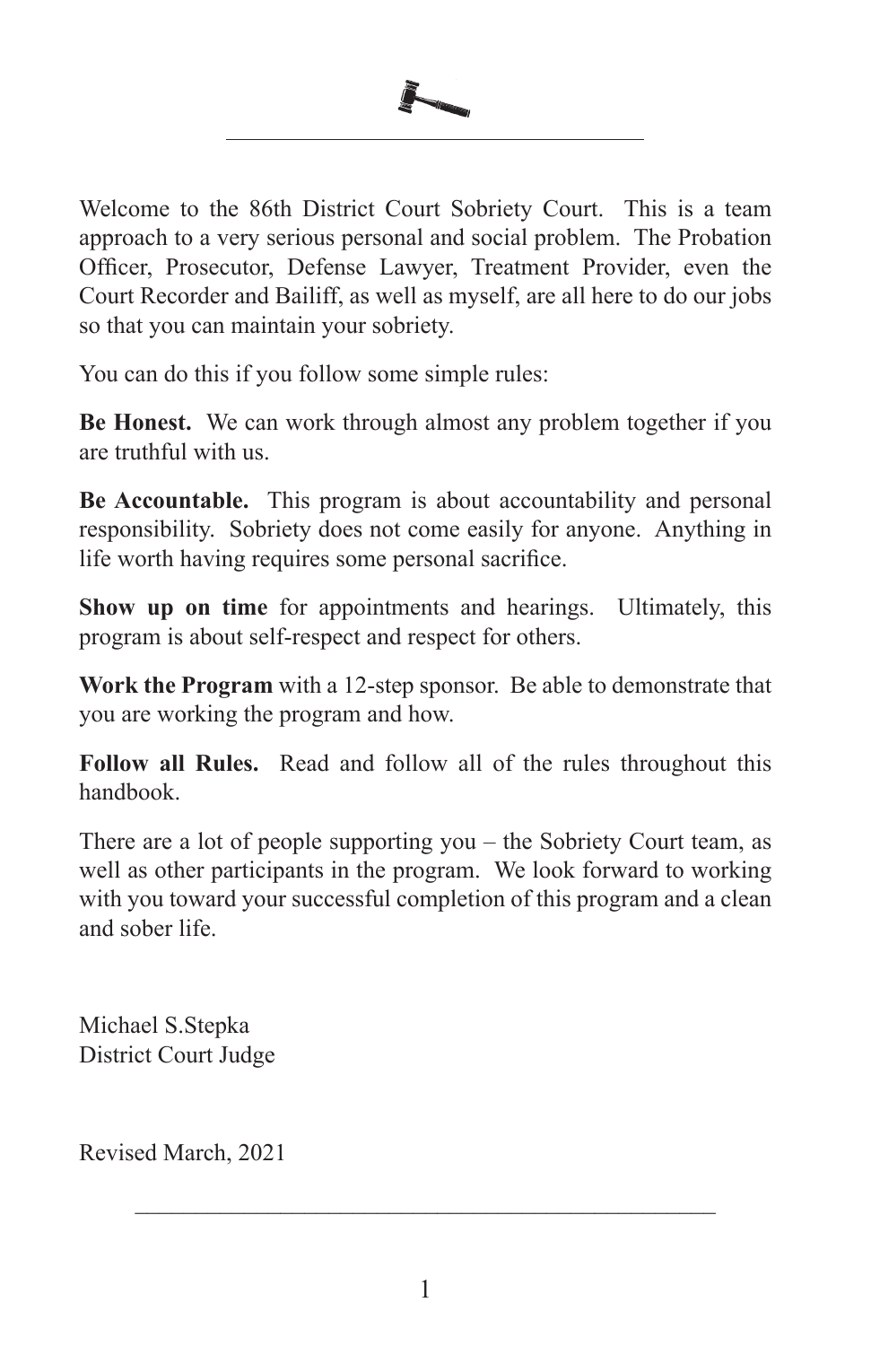Welcome to the 86th District Court Sobriety Court. This is a team approach to a very serious personal and social problem. The Probation Officer, Prosecutor, Defense Lawyer, Treatment Provider, even the Court Recorder and Bailiff, as well as myself, are all here to do our jobs so that you can maintain your sobriety.

You can do this if you follow some simple rules:

**Be Honest.** We can work through almost any problem together if you are truthful with us.

**Be Accountable.** This program is about accountability and personal responsibility. Sobriety does not come easily for anyone. Anything in life worth having requires some personal sacrifice.

**Show up on time** for appointments and hearings. Ultimately, this program is about self-respect and respect for others.

**Work the Program** with a 12-step sponsor. Be able to demonstrate that you are working the program and how.

**Follow all Rules.** Read and follow all of the rules throughout this handbook.

There are a lot of people supporting you – the Sobriety Court team, as well as other participants in the program. We look forward to working with you toward your successful completion of this program and a clean and sober life.

Michael S.Stepka
District Court Judge

Revised March, 2021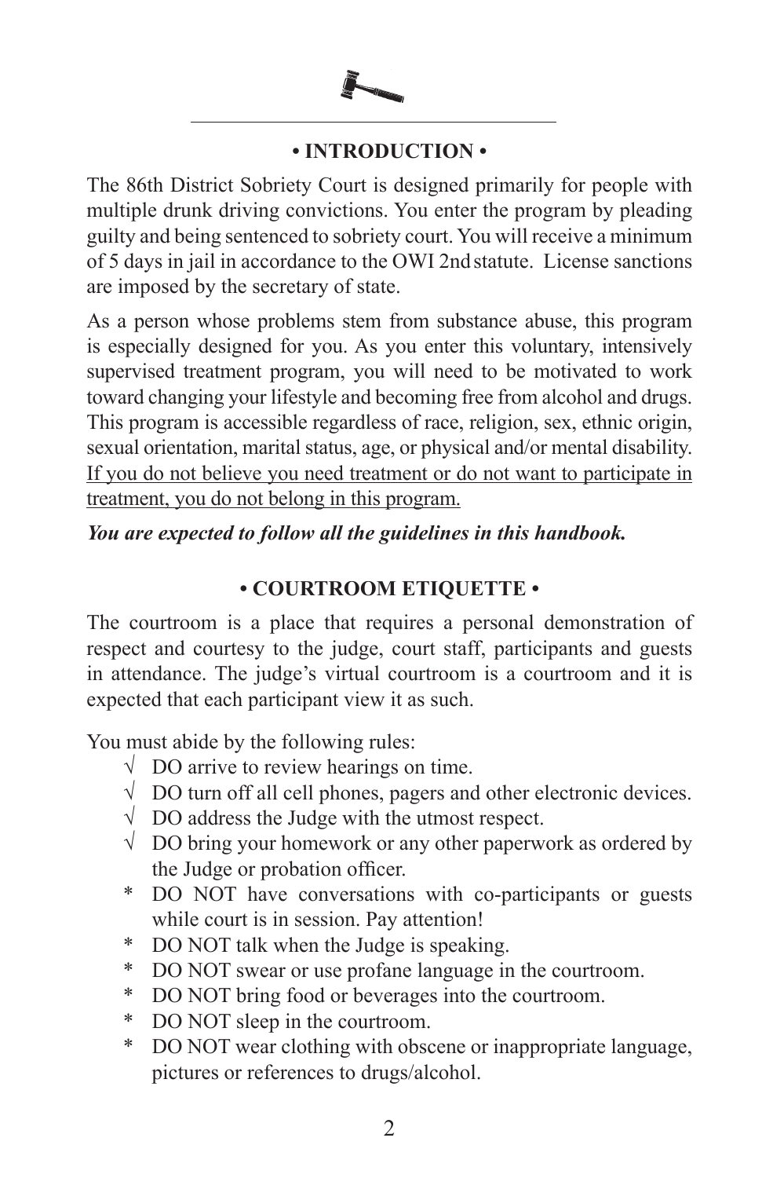## • INTRODUCTION •

The 86th District Sobriety Court is designed primarily for people with multiple drunk driving convictions. You enter the program by pleading guilty and being sentenced to sobriety court. You will receive a minimum of 5 days in jail in accordance to the OWI 2nd statute. License sanctions are imposed by the secretary of state.

As a person whose problems stem from substance abuse, this program is especially designed for you. As you enter this voluntary, intensively supervised treatment program, you will need to be motivated to work toward changing your lifestyle and becoming free from alcohol and drugs. This program is accessible regardless of race, religion, sex, ethnic origin, sexual orientation, marital status, age, or physical and/or mental disability. <u>If you do not believe you need treatment or do not want to participate in treatment, you do not belong in this program.</u>

***You are expected to follow all the guidelines in this handbook.***

## • COURTROOM ETIQUETTE •

The courtroom is a place that requires a personal demonstration of respect and courtesy to the judge, court staff, participants and guests in attendance. The judge's virtual courtroom is a courtroom and it is expected that each participant view it as such.

You must abide by the following rules:

- √ DO arrive to review hearings on time.
- √ DO turn off all cell phones, pagers and other electronic devices.
- √ DO address the Judge with the utmost respect.
- √ DO bring your homework or any other paperwork as ordered by the Judge or probation officer.
- * DO NOT have conversations with co-participants or guests while court is in session. Pay attention!
- * DO NOT talk when the Judge is speaking.
- * DO NOT swear or use profane language in the courtroom.
- * DO NOT bring food or beverages into the courtroom.
- * DO NOT sleep in the courtroom.
- * DO NOT wear clothing with obscene or inappropriate language, pictures or references to drugs/alcohol.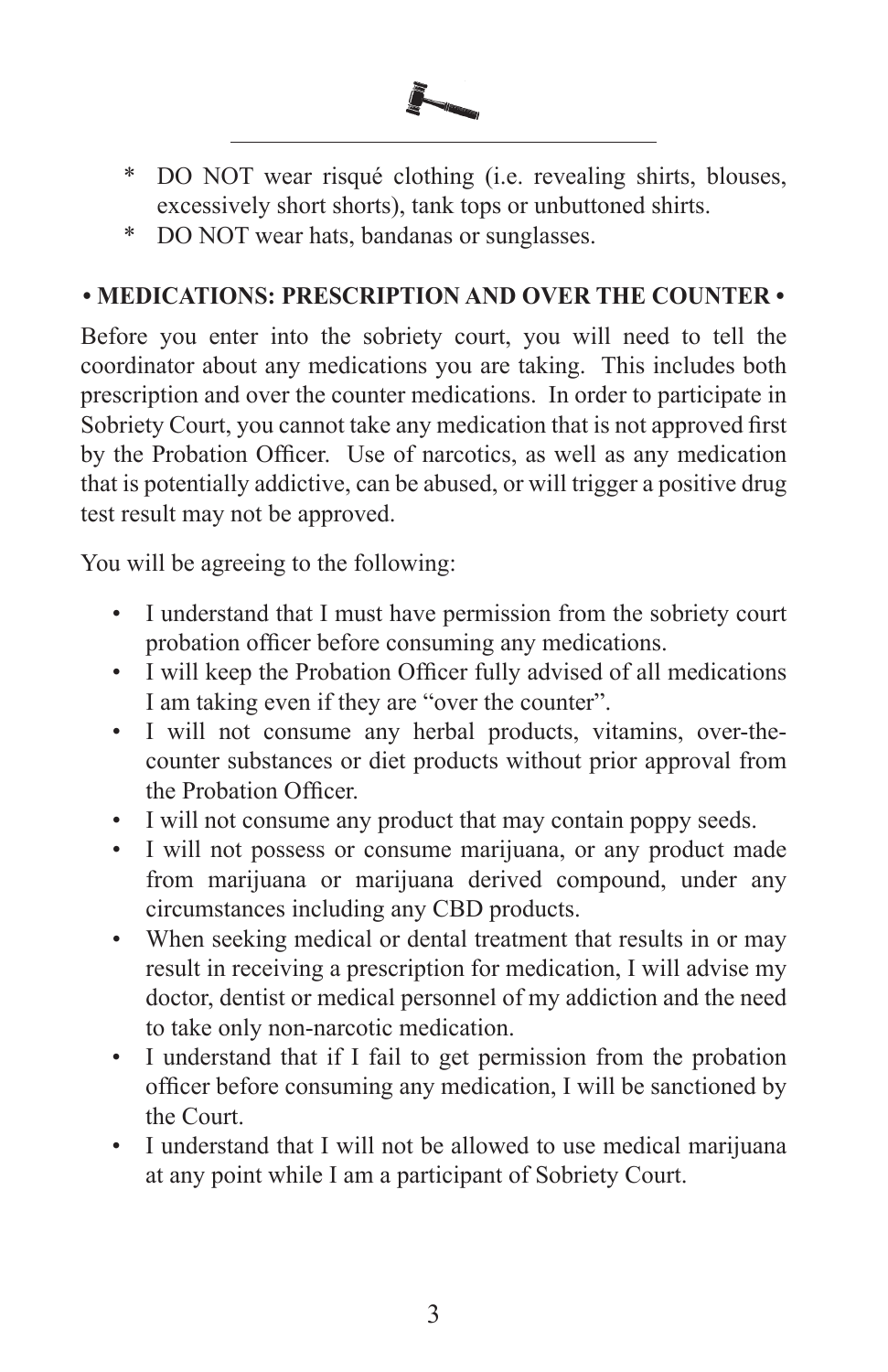\* DO NOT wear risqué clothing (i.e. revealing shirts, blouses, excessively short shorts), tank tops or unbuttoned shirts.

\* DO NOT wear hats, bandanas or sunglasses.

## • MEDICATIONS: PRESCRIPTION AND OVER THE COUNTER •

Before you enter into the sobriety court, you will need to tell the coordinator about any medications you are taking. This includes both prescription and over the counter medications. In order to participate in Sobriety Court, you cannot take any medication that is not approved first by the Probation Officer. Use of narcotics, as well as any medication that is potentially addictive, can be abused, or will trigger a positive drug test result may not be approved.

You will be agreeing to the following:

- I understand that I must have permission from the sobriety court probation officer before consuming any medications.
- I will keep the Probation Officer fully advised of all medications I am taking even if they are "over the counter".
- I will not consume any herbal products, vitamins, over-the-counter substances or diet products without prior approval from the Probation Officer.
- I will not consume any product that may contain poppy seeds.
- I will not possess or consume marijuana, or any product made from marijuana or marijuana derived compound, under any circumstances including any CBD products.
- When seeking medical or dental treatment that results in or may result in receiving a prescription for medication, I will advise my doctor, dentist or medical personnel of my addiction and the need to take only non-narcotic medication.
- I understand that if I fail to get permission from the probation officer before consuming any medication, I will be sanctioned by the Court.
- I understand that I will not be allowed to use medical marijuana at any point while I am a participant of Sobriety Court.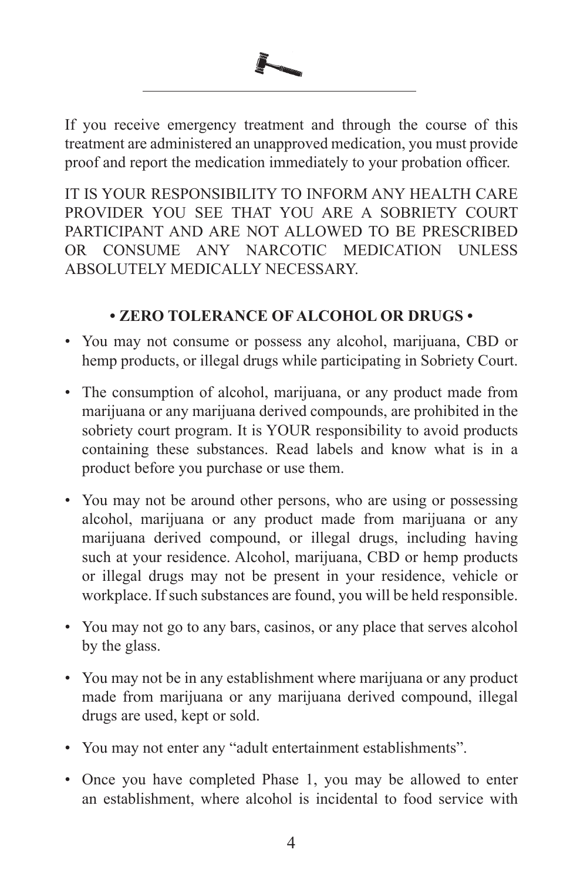If you receive emergency treatment and through the course of this treatment are administered an unapproved medication, you must provide proof and report the medication immediately to your probation officer.

IT IS YOUR RESPONSIBILITY TO INFORM ANY HEALTH CARE PROVIDER YOU SEE THAT YOU ARE A SOBRIETY COURT PARTICIPANT AND ARE NOT ALLOWED TO BE PRESCRIBED OR CONSUME ANY NARCOTIC MEDICATION UNLESS ABSOLUTELY MEDICALLY NECESSARY.

**• ZERO TOLERANCE OF ALCOHOL OR DRUGS •**

- You may not consume or possess any alcohol, marijuana, CBD or hemp products, or illegal drugs while participating in Sobriety Court.
- The consumption of alcohol, marijuana, or any product made from marijuana or any marijuana derived compounds, are prohibited in the sobriety court program. It is YOUR responsibility to avoid products containing these substances. Read labels and know what is in a product before you purchase or use them.
- You may not be around other persons, who are using or possessing alcohol, marijuana or any product made from marijuana or any marijuana derived compound, or illegal drugs, including having such at your residence. Alcohol, marijuana, CBD or hemp products or illegal drugs may not be present in your residence, vehicle or workplace. If such substances are found, you will be held responsible.
- You may not go to any bars, casinos, or any place that serves alcohol by the glass.
- You may not be in any establishment where marijuana or any product made from marijuana or any marijuana derived compound, illegal drugs are used, kept or sold.
- You may not enter any "adult entertainment establishments".
- Once you have completed Phase 1, you may be allowed to enter an establishment, where alcohol is incidental to food service with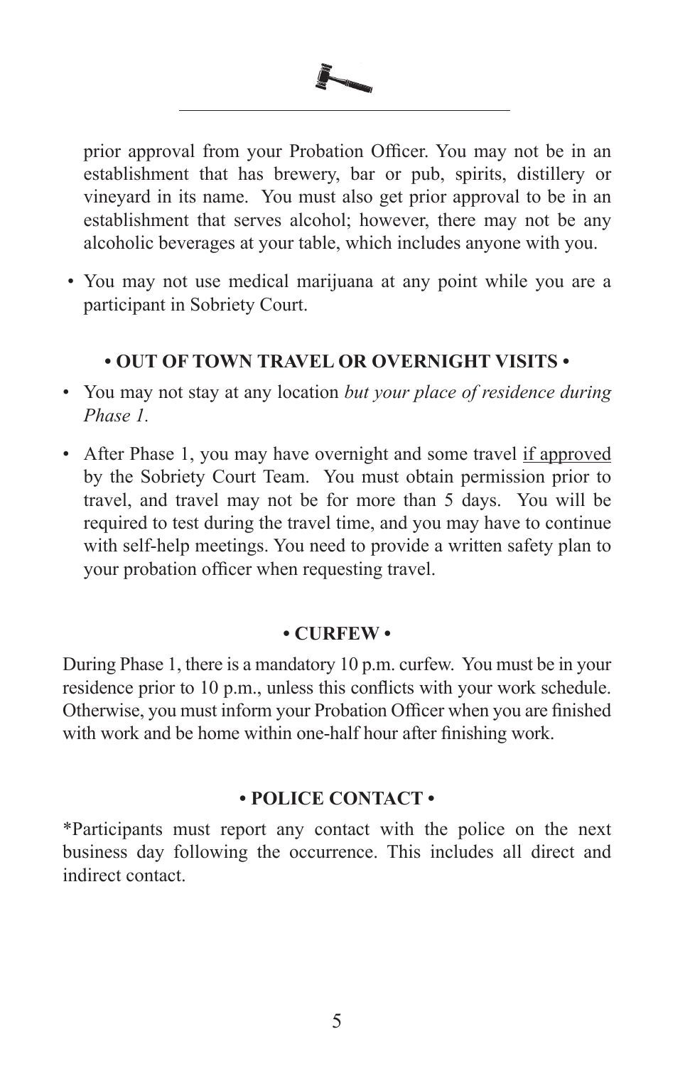prior approval from your Probation Officer. You may not be in an establishment that has brewery, bar or pub, spirits, distillery or vineyard in its name. You must also get prior approval to be in an establishment that serves alcohol; however, there may not be any alcoholic beverages at your table, which includes anyone with you.

- You may not use medical marijuana at any point while you are a participant in Sobriety Court.

**• OUT OF TOWN TRAVEL OR OVERNIGHT VISITS •**

- You may not stay at any location *but your place of residence during Phase 1.*
- After Phase 1, you may have overnight and some travel <u>if approved</u> by the Sobriety Court Team. You must obtain permission prior to travel, and travel may not be for more than 5 days. You will be required to test during the travel time, and you may have to continue with self-help meetings. You need to provide a written safety plan to your probation officer when requesting travel.

**• CURFEW •**

During Phase 1, there is a mandatory 10 p.m. curfew. You must be in your residence prior to 10 p.m., unless this conflicts with your work schedule. Otherwise, you must inform your Probation Officer when you are finished with work and be home within one-half hour after finishing work.

**• POLICE CONTACT •**

*Participants must report any contact with the police on the next business day following the occurrence. This includes all direct and indirect contact.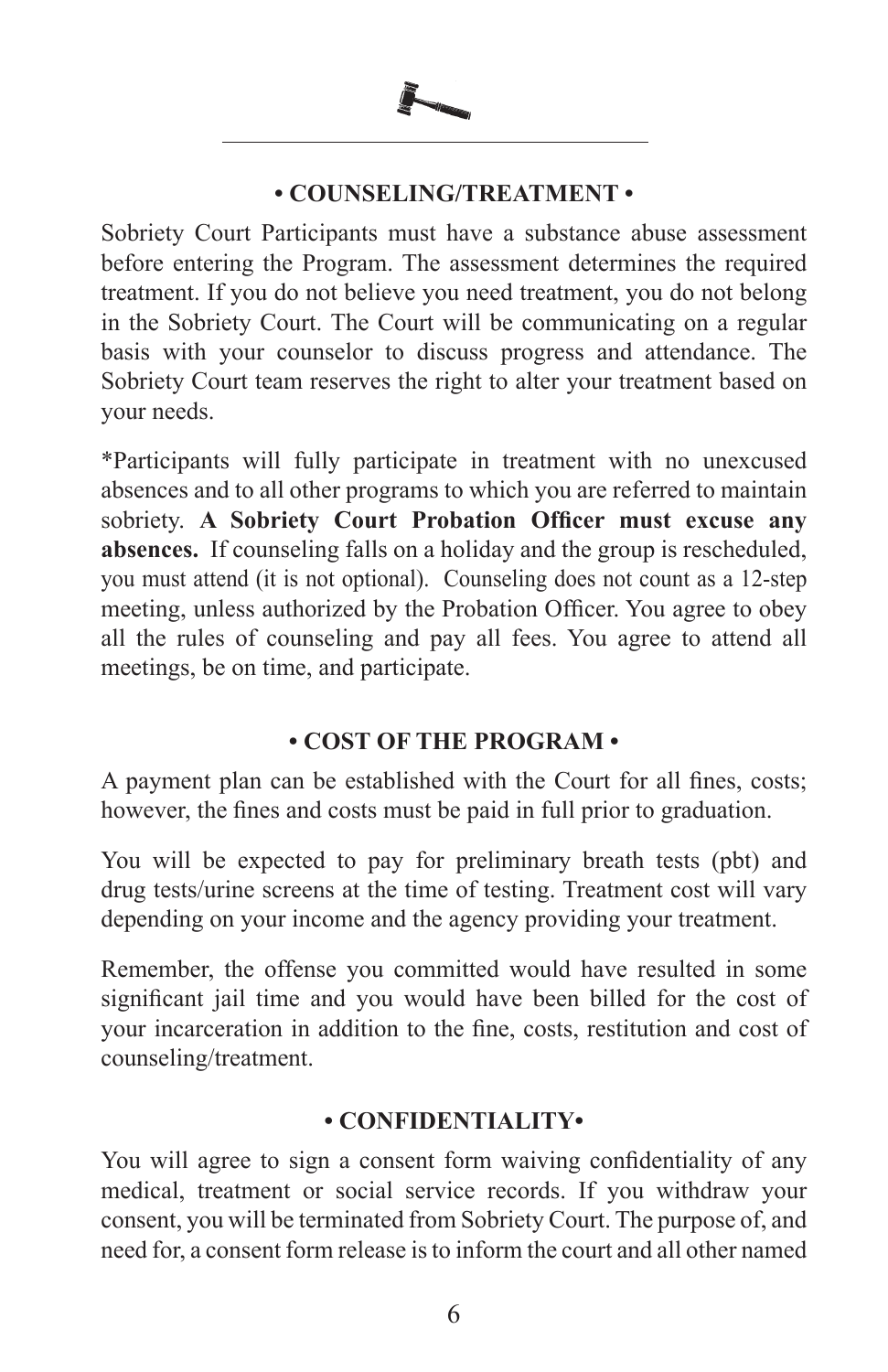## • COUNSELING/TREATMENT •

Sobriety Court Participants must have a substance abuse assessment before entering the Program. The assessment determines the required treatment. If you do not believe you need treatment, you do not belong in the Sobriety Court. The Court will be communicating on a regular basis with your counselor to discuss progress and attendance. The Sobriety Court team reserves the right to alter your treatment based on your needs.

*Participants will fully participate in treatment with no unexcused absences and to all other programs to which you are referred to maintain sobriety. **A Sobriety Court Probation Officer must excuse any absences.** If counseling falls on a holiday and the group is rescheduled, you must attend (it is not optional). Counseling does not count as a 12-step meeting, unless authorized by the Probation Officer. You agree to obey all the rules of counseling and pay all fees. You agree to attend all meetings, be on time, and participate.

## • COST OF THE PROGRAM •

A payment plan can be established with the Court for all fines, costs; however, the fines and costs must be paid in full prior to graduation.

You will be expected to pay for preliminary breath tests (pbt) and drug tests/urine screens at the time of testing. Treatment cost will vary depending on your income and the agency providing your treatment.

Remember, the offense you committed would have resulted in some significant jail time and you would have been billed for the cost of your incarceration in addition to the fine, costs, restitution and cost of counseling/treatment.

## • CONFIDENTIALITY•

You will agree to sign a consent form waiving confidentiality of any medical, treatment or social service records. If you withdraw your consent, you will be terminated from Sobriety Court. The purpose of, and need for, a consent form release is to inform the court and all other named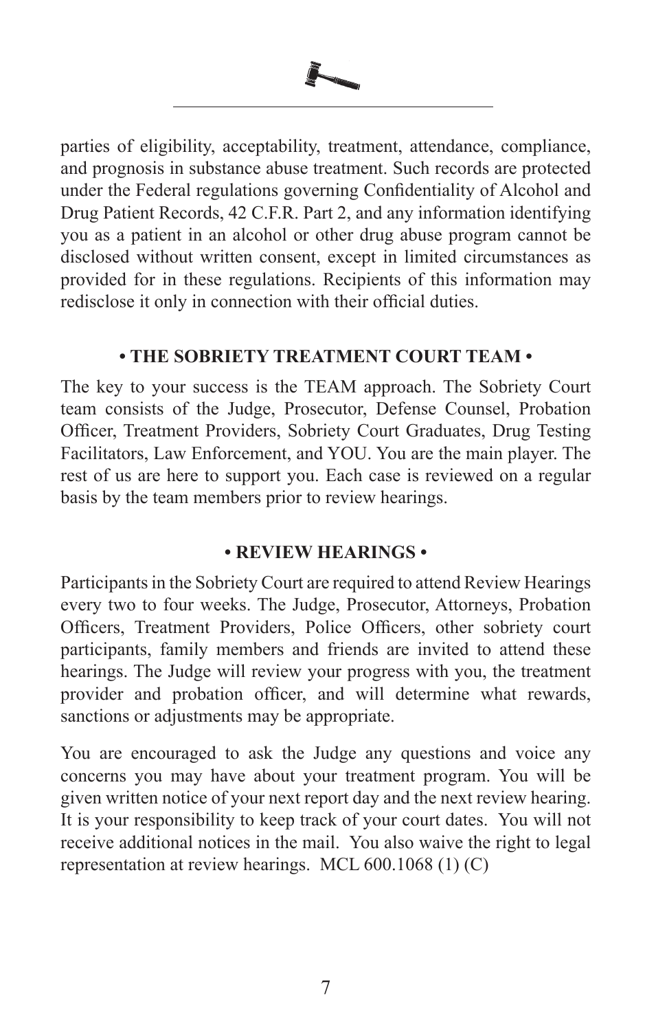parties of eligibility, acceptability, treatment, attendance, compliance, and prognosis in substance abuse treatment. Such records are protected under the Federal regulations governing Confidentiality of Alcohol and Drug Patient Records, 42 C.F.R. Part 2, and any information identifying you as a patient in an alcohol or other drug abuse program cannot be disclosed without written consent, except in limited circumstances as provided for in these regulations. Recipients of this information may redisclose it only in connection with their official duties.

## • THE SOBRIETY TREATMENT COURT TEAM •

The key to your success is the TEAM approach. The Sobriety Court team consists of the Judge, Prosecutor, Defense Counsel, Probation Officer, Treatment Providers, Sobriety Court Graduates, Drug Testing Facilitators, Law Enforcement, and YOU. You are the main player. The rest of us are here to support you. Each case is reviewed on a regular basis by the team members prior to review hearings.

## • REVIEW HEARINGS •

Participants in the Sobriety Court are required to attend Review Hearings every two to four weeks. The Judge, Prosecutor, Attorneys, Probation Officers, Treatment Providers, Police Officers, other sobriety court participants, family members and friends are invited to attend these hearings. The Judge will review your progress with you, the treatment provider and probation officer, and will determine what rewards, sanctions or adjustments may be appropriate.

You are encouraged to ask the Judge any questions and voice any concerns you may have about your treatment program. You will be given written notice of your next report day and the next review hearing. It is your responsibility to keep track of your court dates. You will not receive additional notices in the mail. You also waive the right to legal representation at review hearings. MCL 600.1068 (1) (C)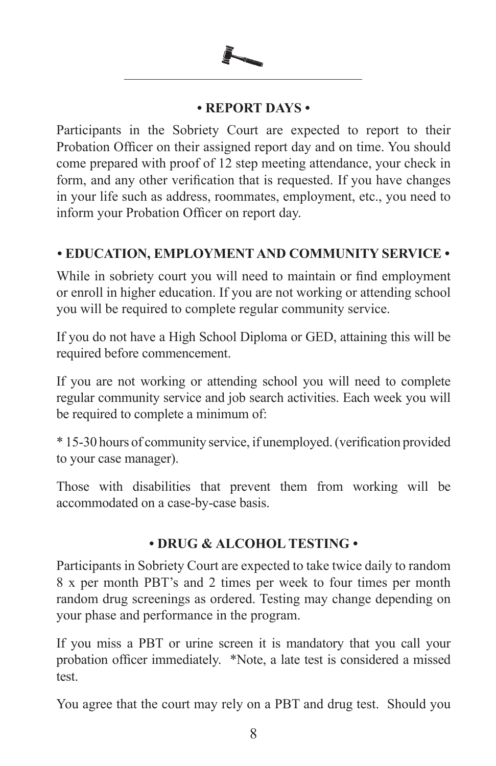## • REPORT DAYS •

Participants in the Sobriety Court are expected to report to their Probation Officer on their assigned report day and on time. You should come prepared with proof of 12 step meeting attendance, your check in form, and any other verification that is requested. If you have changes in your life such as address, roommates, employment, etc., you need to inform your Probation Officer on report day.

## • EDUCATION, EMPLOYMENT AND COMMUNITY SERVICE •

While in sobriety court you will need to maintain or find employment or enroll in higher education. If you are not working or attending school you will be required to complete regular community service.

If you do not have a High School Diploma or GED, attaining this will be required before commencement.

If you are not working or attending school you will need to complete regular community service and job search activities. Each week you will be required to complete a minimum of:

* 15-30 hours of community service, if unemployed. (verification provided to your case manager).

Those with disabilities that prevent them from working will be accommodated on a case-by-case basis.

## • DRUG & ALCOHOL TESTING •

Participants in Sobriety Court are expected to take twice daily to random 8 x per month PBT's and 2 times per week to four times per month random drug screenings as ordered. Testing may change depending on your phase and performance in the program.

If you miss a PBT or urine screen it is mandatory that you call your probation officer immediately. *Note, a late test is considered a missed test.

You agree that the court may rely on a PBT and drug test. Should you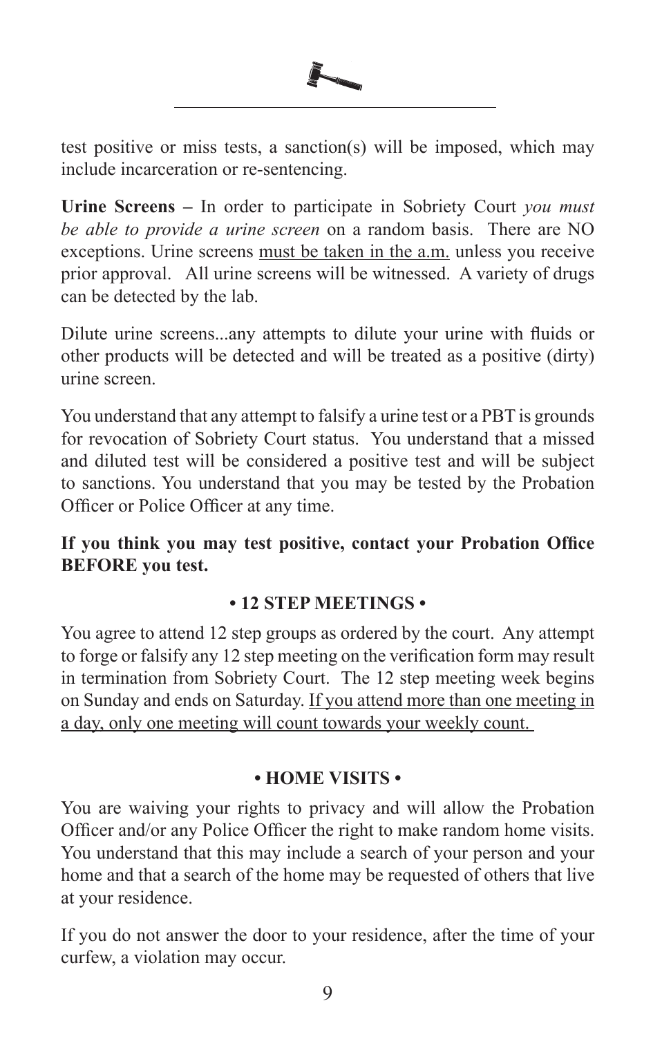test positive or miss tests, a sanction(s) will be imposed, which may include incarceration or re-sentencing.

**Urine Screens –** In order to participate in Sobriety Court *you must be able to provide a urine screen* on a random basis. There are NO exceptions. Urine screens <u>must be taken in the a.m.</u> unless you receive prior approval. All urine screens will be witnessed. A variety of drugs can be detected by the lab.

Dilute urine screens...any attempts to dilute your urine with fluids or other products will be detected and will be treated as a positive (dirty) urine screen.

You understand that any attempt to falsify a urine test or a PBT is grounds for revocation of Sobriety Court status. You understand that a missed and diluted test will be considered a positive test and will be subject to sanctions. You understand that you may be tested by the Probation Officer or Police Officer at any time.

**If you think you may test positive, contact your Probation Office BEFORE you test.**

## • 12 STEP MEETINGS •

You agree to attend 12 step groups as ordered by the court. Any attempt to forge or falsify any 12 step meeting on the verification form may result in termination from Sobriety Court. The 12 step meeting week begins on Sunday and ends on Saturday. <u>If you attend more than one meeting in a day, only one meeting will count towards your weekly count.</u>

## • HOME VISITS •

You are waiving your rights to privacy and will allow the Probation Officer and/or any Police Officer the right to make random home visits. You understand that this may include a search of your person and your home and that a search of the home may be requested of others that live at your residence.

If you do not answer the door to your residence, after the time of your curfew, a violation may occur.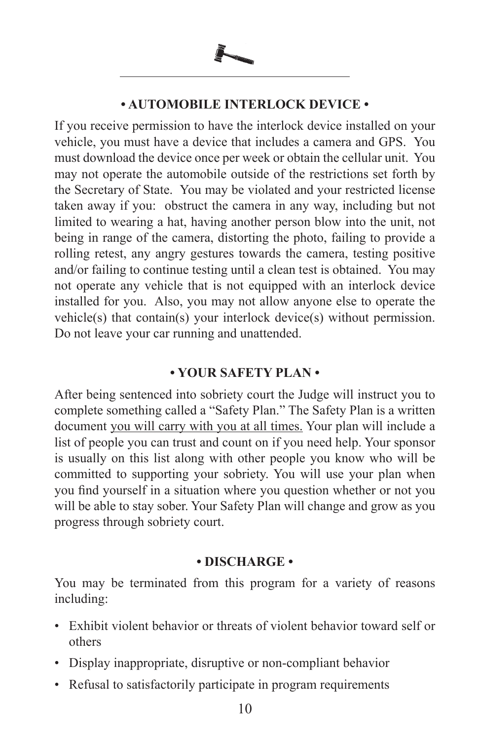## • AUTOMOBILE INTERLOCK DEVICE •

If you receive permission to have the interlock device installed on your vehicle, you must have a device that includes a camera and GPS. You must download the device once per week or obtain the cellular unit. You may not operate the automobile outside of the restrictions set forth by the Secretary of State. You may be violated and your restricted license taken away if you: obstruct the camera in any way, including but not limited to wearing a hat, having another person blow into the unit, not being in range of the camera, distorting the photo, failing to provide a rolling retest, any angry gestures towards the camera, testing positive and/or failing to continue testing until a clean test is obtained. You may not operate any vehicle that is not equipped with an interlock device installed for you. Also, you may not allow anyone else to operate the vehicle(s) that contain(s) your interlock device(s) without permission. Do not leave your car running and unattended.

## • YOUR SAFETY PLAN •

After being sentenced into sobriety court the Judge will instruct you to complete something called a "Safety Plan." The Safety Plan is a written document <u>you will carry with you at all times.</u> Your plan will include a list of people you can trust and count on if you need help. Your sponsor is usually on this list along with other people you know who will be committed to supporting your sobriety. You will use your plan when you find yourself in a situation where you question whether or not you will be able to stay sober. Your Safety Plan will change and grow as you progress through sobriety court.

## • DISCHARGE •

You may be terminated from this program for a variety of reasons including:

- Exhibit violent behavior or threats of violent behavior toward self or others
- Display inappropriate, disruptive or non-compliant behavior
- Refusal to satisfactorily participate in program requirements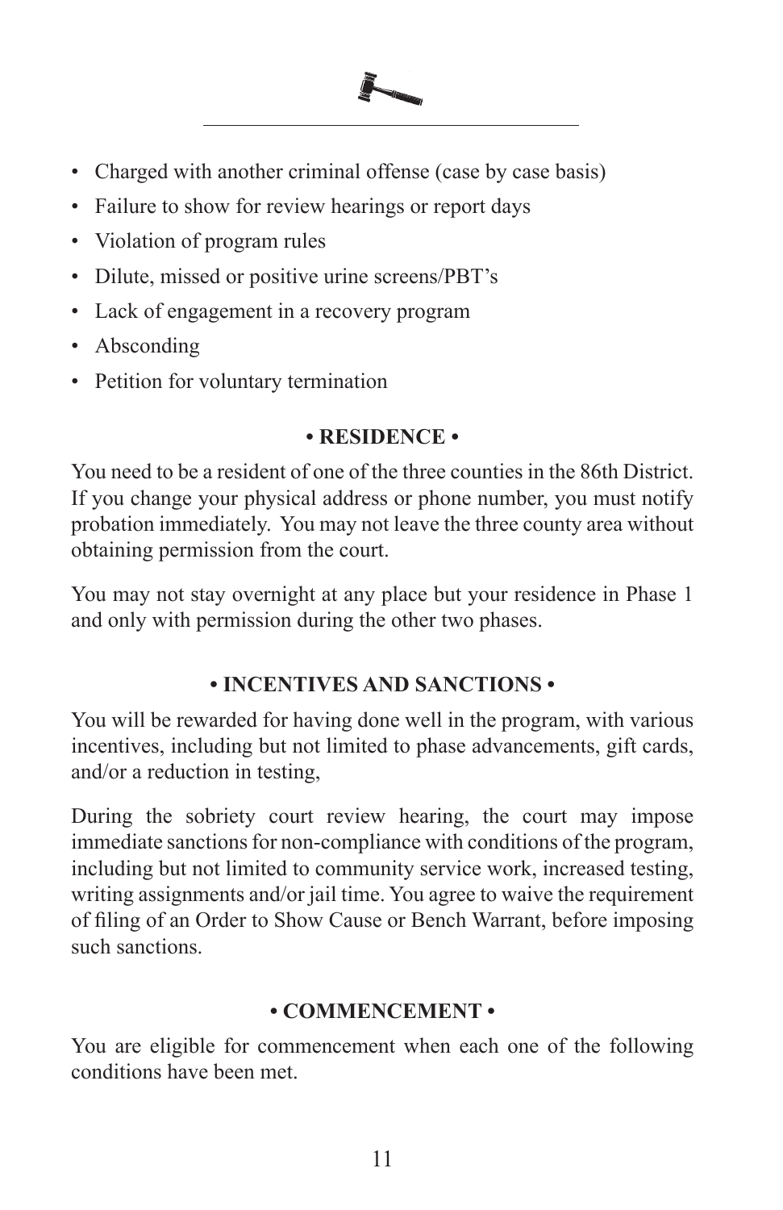- Charged with another criminal offense (case by case basis)
- Failure to show for review hearings or report days
- Violation of program rules
- Dilute, missed or positive urine screens/PBT's
- Lack of engagement in a recovery program
- Absconding
- Petition for voluntary termination

## • RESIDENCE •

You need to be a resident of one of the three counties in the 86th District. If you change your physical address or phone number, you must notify probation immediately. You may not leave the three county area without obtaining permission from the court.

You may not stay overnight at any place but your residence in Phase 1 and only with permission during the other two phases.

## • INCENTIVES AND SANCTIONS •

You will be rewarded for having done well in the program, with various incentives, including but not limited to phase advancements, gift cards, and/or a reduction in testing,

During the sobriety court review hearing, the court may impose immediate sanctions for non-compliance with conditions of the program, including but not limited to community service work, increased testing, writing assignments and/or jail time. You agree to waive the requirement of filing of an Order to Show Cause or Bench Warrant, before imposing such sanctions.

## • COMMENCEMENT •

You are eligible for commencement when each one of the following conditions have been met.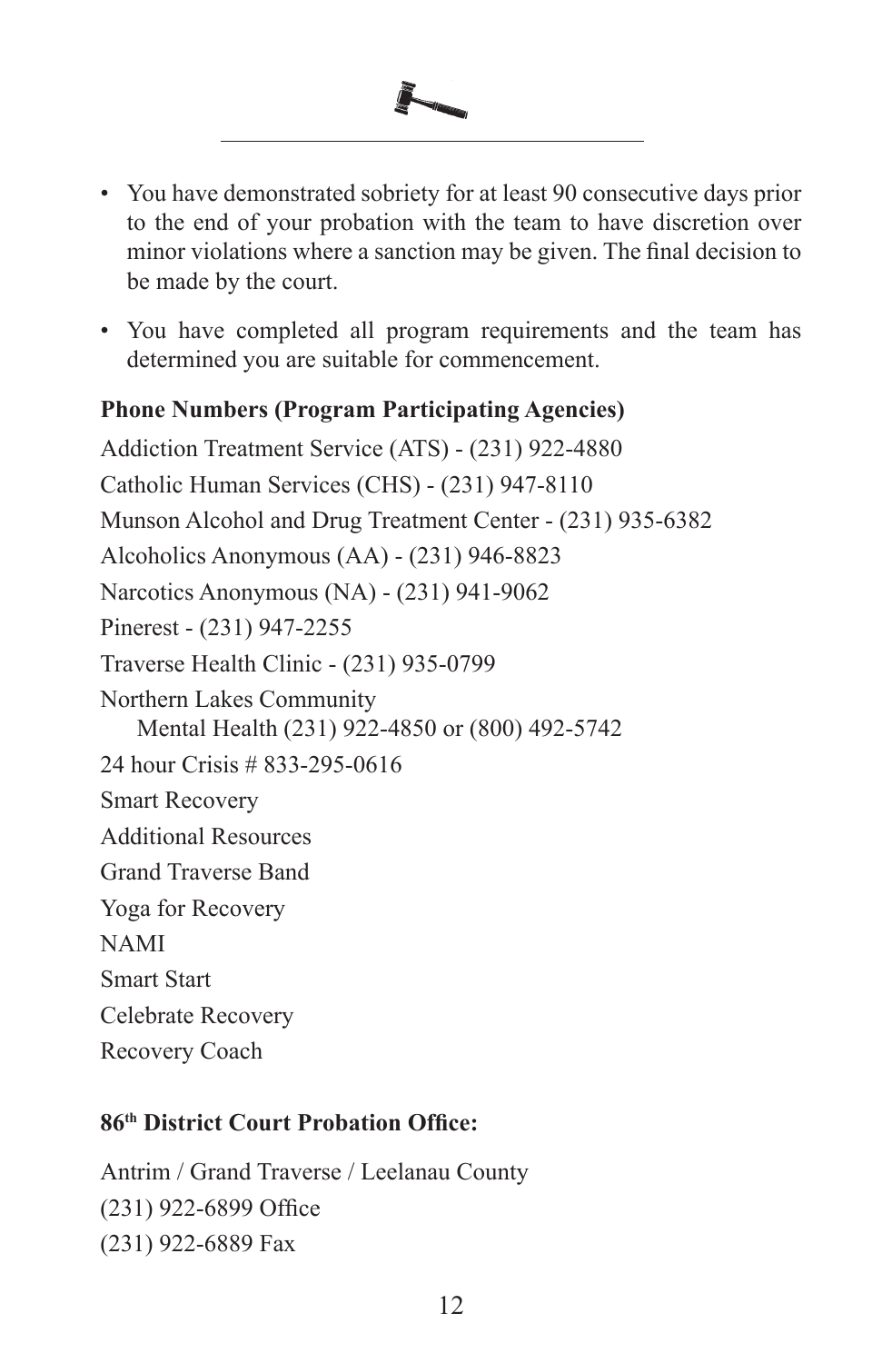- You have demonstrated sobriety for at least 90 consecutive days prior to the end of your probation with the team to have discretion over minor violations where a sanction may be given. The final decision to be made by the court.
- You have completed all program requirements and the team has determined you are suitable for commencement.

**Phone Numbers (Program Participating Agencies)**

Addiction Treatment Service (ATS) - (231) 922-4880

Catholic Human Services (CHS) - (231) 947-8110

Munson Alcohol and Drug Treatment Center - (231) 935-6382

Alcoholics Anonymous (AA) - (231) 946-8823

Narcotics Anonymous (NA) - (231) 941-9062

Pinerest - (231) 947-2255

Traverse Health Clinic - (231) 935-0799

Northern Lakes Community
Mental Health (231) 922-4850 or (800) 492-5742

24 hour Crisis # 833-295-0616

Smart Recovery

Additional Resources

Grand Traverse Band

Yoga for Recovery

NAMI

Smart Start

Celebrate Recovery

Recovery Coach

**86th District Court Probation Office:**

Antrim / Grand Traverse / Leelanau County

(231) 922-6899 Office

(231) 922-6889 Fax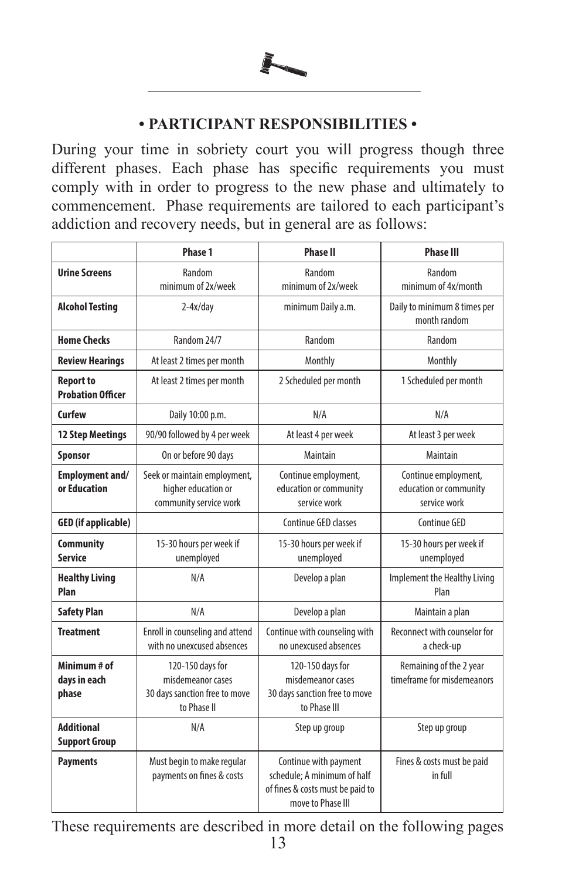## • PARTICIPANT RESPONSIBILITIES •

During your time in sobriety court you will progress though three different phases. Each phase has specific requirements you must comply with in order to progress to the new phase and ultimately to commencement. Phase requirements are tailored to each participant's addiction and recovery needs, but in general are as follows:

| | Phase 1 | Phase II | Phase III |
|---|---|---|---|
| **Urine Screens** | Random minimum of 2x/week | Random minimum of 2x/week | Random minimum of 4x/month |
| **Alcohol Testing** | 2-4x/day | minimum Daily a.m. | Daily to minimum 8 times per month random |
| **Home Checks** | Random 24/7 | Random | Random |
| **Review Hearings** | At least 2 times per month | Monthly | Monthly |
| **Report to Probation Officer** | At least 2 times per month | 2 Scheduled per month | 1 Scheduled per month |
| **Curfew** | Daily 10:00 p.m. | N/A | N/A |
| **12 Step Meetings** | 90/90 followed by 4 per week | At least 4 per week | At least 3 per week |
| **Sponsor** | On or before 90 days | Maintain | Maintain |
| **Employment and/ or Education** | Seek or maintain employment, higher education or community service work | Continue employment, education or community service work | Continue employment, education or community service work |
| **GED (if applicable)** | | Continue GED classes | Continue GED |
| **Community Service** | 15-30 hours per week if unemployed | 15-30 hours per week if unemployed | 15-30 hours per week if unemployed |
| **Healthy Living Plan** | N/A | Develop a plan | Implement the Healthy Living Plan |
| **Safety Plan** | N/A | Develop a plan | Maintain a plan |
| **Treatment** | Enroll in counseling and attend with no unexcused absences | Continue with counseling with no unexcused absences | Reconnect with counselor for a check-up |
| **Minimum # of days in each phase** | 120-150 days for misdemeanor cases 30 days sanction free to move to Phase II | 120-150 days for misdemeanor cases 30 days sanction free to move to Phase III | Remaining of the 2 year timeframe for misdemeanors |
| **Additional Support Group** | N/A | Step up group | Step up group |
| **Payments** | Must begin to make regular payments on fines & costs | Continue with payment schedule; A minimum of half of fines & costs must be paid to move to Phase III | Fines & costs must be paid in full |

These requirements are described in more detail on the following pages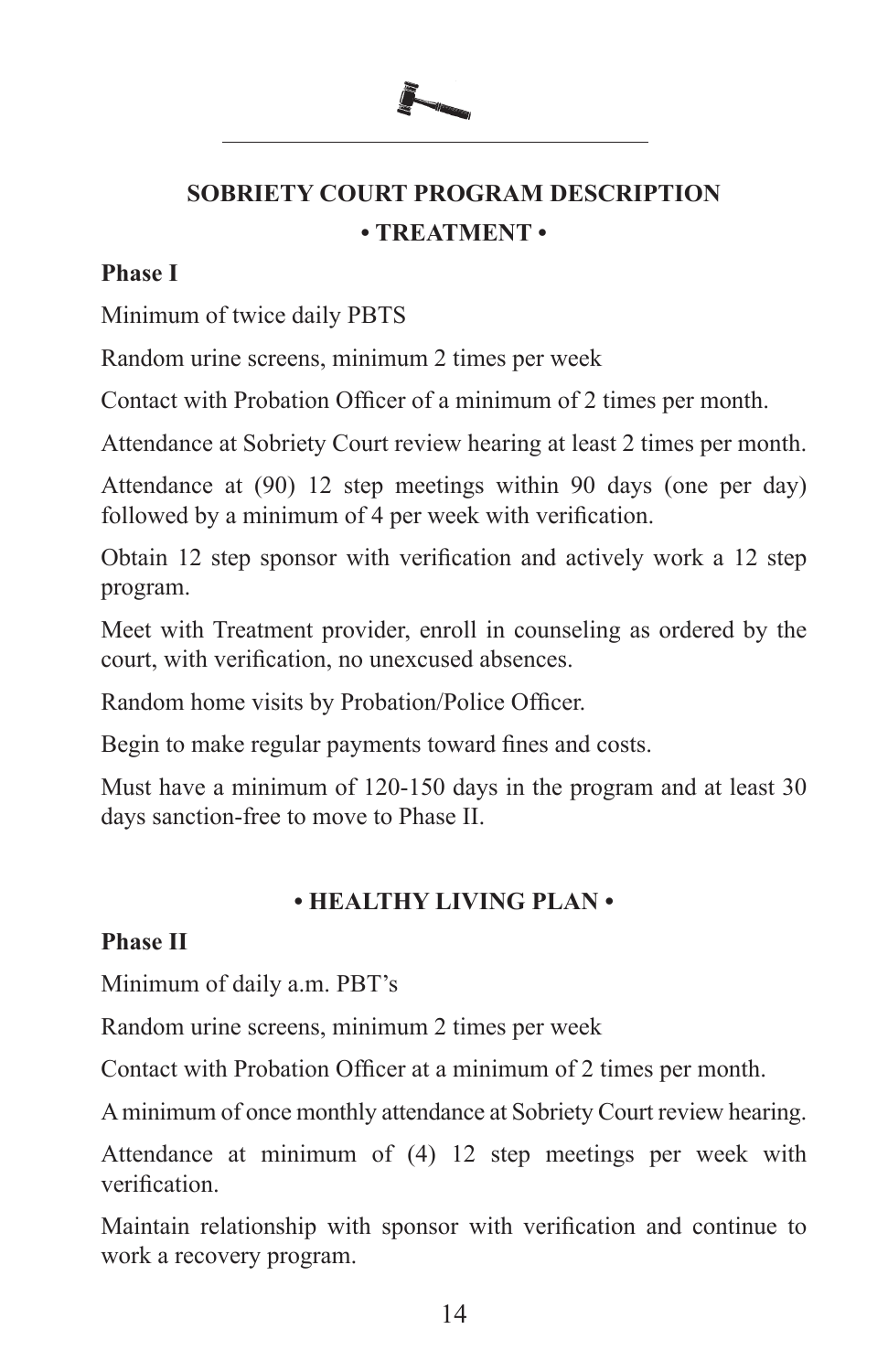## SOBRIETY COURT PROGRAM DESCRIPTION

### • TREATMENT •

**Phase I**

Minimum of twice daily PBTS

Random urine screens, minimum 2 times per week

Contact with Probation Officer of a minimum of 2 times per month.

Attendance at Sobriety Court review hearing at least 2 times per month.

Attendance at (90) 12 step meetings within 90 days (one per day) followed by a minimum of 4 per week with verification.

Obtain 12 step sponsor with verification and actively work a 12 step program.

Meet with Treatment provider, enroll in counseling as ordered by the court, with verification, no unexcused absences.

Random home visits by Probation/Police Officer.

Begin to make regular payments toward fines and costs.

Must have a minimum of 120-150 days in the program and at least 30 days sanction-free to move to Phase II.

### • HEALTHY LIVING PLAN •

**Phase II**

Minimum of daily a.m. PBT's

Random urine screens, minimum 2 times per week

Contact with Probation Officer at a minimum of 2 times per month.

A minimum of once monthly attendance at Sobriety Court review hearing.

Attendance at minimum of (4) 12 step meetings per week with verification.

Maintain relationship with sponsor with verification and continue to work a recovery program.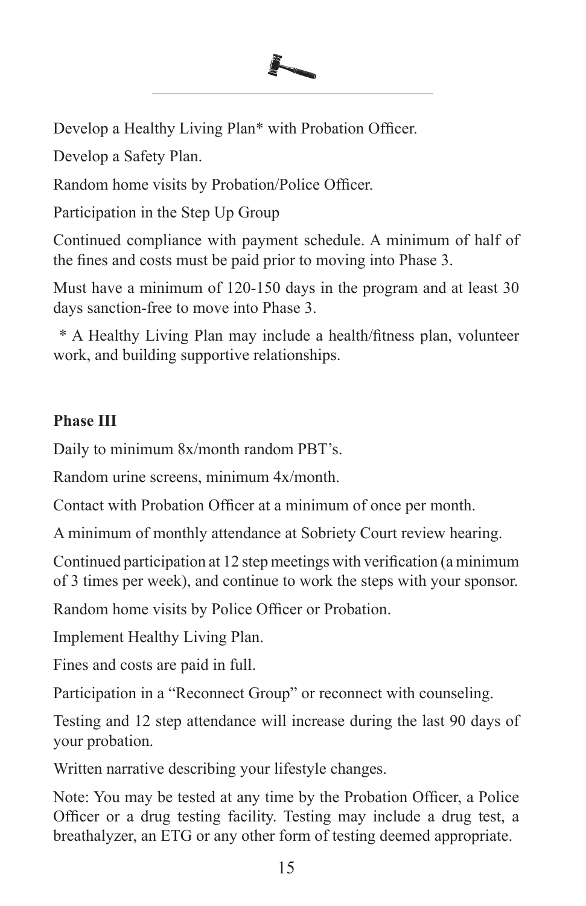Develop a Healthy Living Plan* with Probation Officer.

Develop a Safety Plan.

Random home visits by Probation/Police Officer.

Participation in the Step Up Group

Continued compliance with payment schedule. A minimum of half of the fines and costs must be paid prior to moving into Phase 3.

Must have a minimum of 120-150 days in the program and at least 30 days sanction-free to move into Phase 3.

\* A Healthy Living Plan may include a health/fitness plan, volunteer work, and building supportive relationships.

**Phase III**

Daily to minimum 8x/month random PBT's.

Random urine screens, minimum 4x/month.

Contact with Probation Officer at a minimum of once per month.

A minimum of monthly attendance at Sobriety Court review hearing.

Continued participation at 12 step meetings with verification (a minimum of 3 times per week), and continue to work the steps with your sponsor.

Random home visits by Police Officer or Probation.

Implement Healthy Living Plan.

Fines and costs are paid in full.

Participation in a "Reconnect Group" or reconnect with counseling.

Testing and 12 step attendance will increase during the last 90 days of your probation.

Written narrative describing your lifestyle changes.

Note: You may be tested at any time by the Probation Officer, a Police Officer or a drug testing facility. Testing may include a drug test, a breathalyzer, an ETG or any other form of testing deemed appropriate.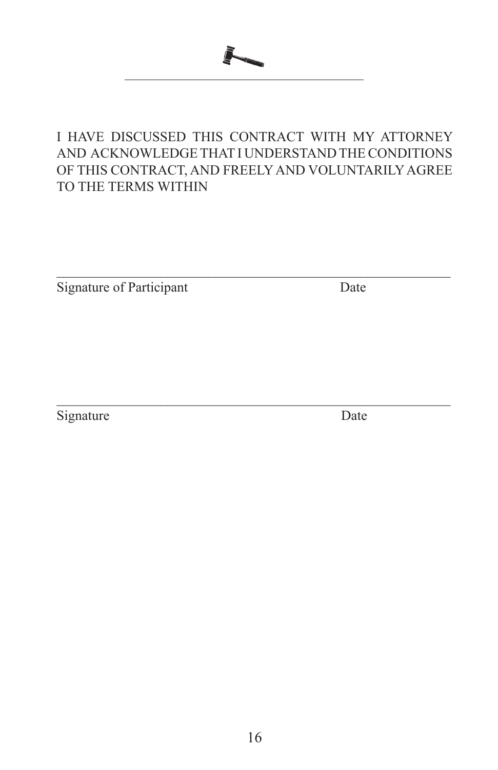I HAVE DISCUSSED THIS CONTRACT WITH MY ATTORNEY AND ACKNOWLEDGE THAT I UNDERSTAND THE CONDITIONS OF THIS CONTRACT, AND FREELY AND VOLUNTARILY AGREE TO THE TERMS WITHIN

\_\_\_\_\_\_\_\_\_\_\_\_\_\_\_\_\_\_\_\_\_\_\_\_\_\_\_\_\_\_\_\_\_\_\_\_\_\_\_\_\_\_\_\_\_\_\_\_\_\_\_\_\_\_\_\_\_\_

Signature of Participant                                        Date

\_\_\_\_\_\_\_\_\_\_\_\_\_\_\_\_\_\_\_\_\_\_\_\_\_\_\_\_\_\_\_\_\_\_\_\_\_\_\_\_\_\_\_\_\_\_\_\_\_\_\_\_\_\_\_\_\_\_

Signature                                                       Date